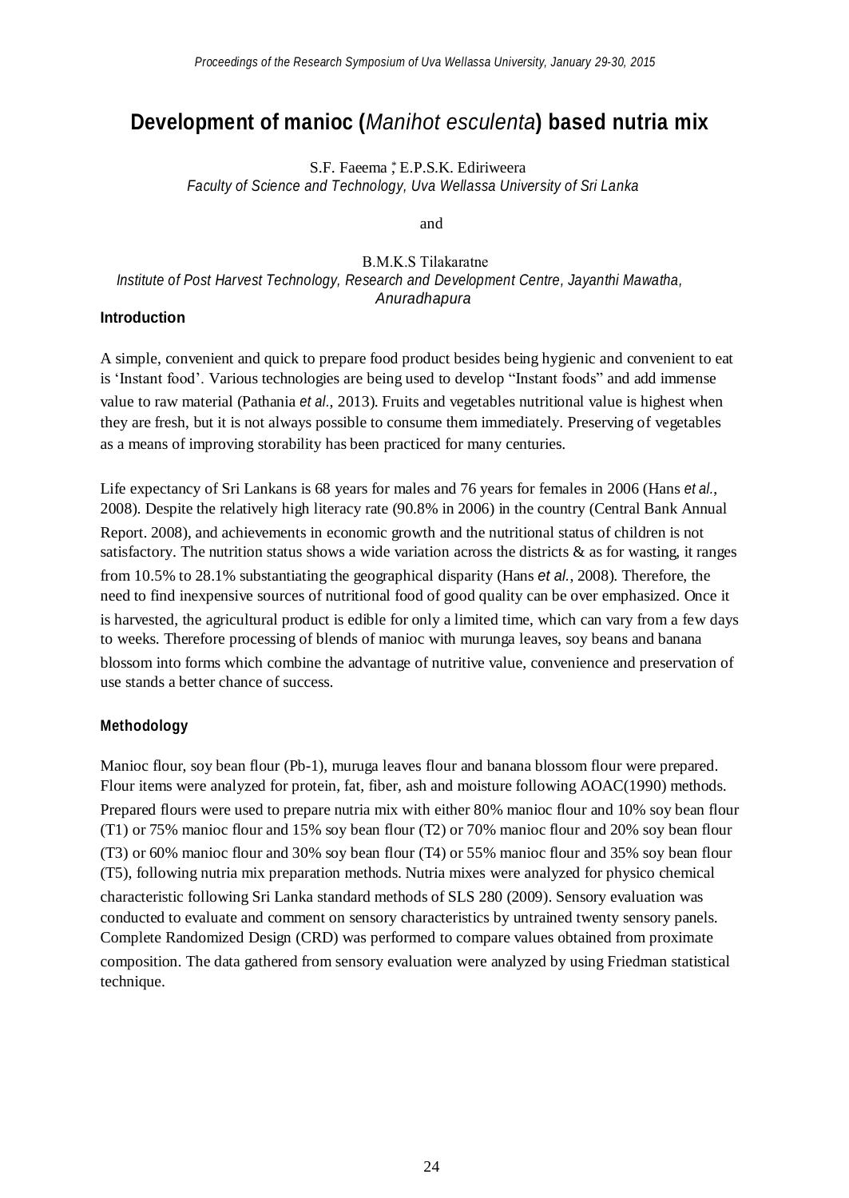# Development of manioc (*Manihot esculenta*) based nutria mix

S.F. Faeema [*], E.P.S.K. Ediriweera
*Faculty of Science and Technology, Uva Wellassa University of Sri Lanka*

and

B.M.K.S Tilakaratne
*Institute of Post Harvest Technology, Research and Development Centre, Jayanthi Mawatha, Anuradhapura*

## Introduction

A simple, convenient and quick to prepare food product besides being hygienic and convenient to eat is 'Instant food'. Various technologies are being used to develop "Instant foods" and add immense value to raw material (Pathania *et al.*, 2013). Fruits and vegetables nutritional value is highest when they are fresh, but it is not always possible to consume them immediately. Preserving of vegetables as a means of improving storability has been practiced for many centuries.

Life expectancy of Sri Lankans is 68 years for males and 76 years for females in 2006 (Hans *et al.*, 2008). Despite the relatively high literacy rate (90.8% in 2006) in the country (Central Bank Annual Report. 2008), and achievements in economic growth and the nutritional status of children is not satisfactory. The nutrition status shows a wide variation across the districts & as for wasting, it ranges from 10.5% to 28.1% substantiating the geographical disparity (Hans *et al.*, 2008). Therefore, the need to find inexpensive sources of nutritional food of good quality can be over emphasized. Once it is harvested, the agricultural product is edible for only a limited time, which can vary from a few days to weeks. Therefore processing of blends of manioc with murunga leaves, soy beans and banana blossom into forms which combine the advantage of nutritive value, convenience and preservation of use stands a better chance of success.

## Methodology

Manioc flour, soy bean flour (Pb-1), muruga leaves flour and banana blossom flour were prepared. Flour items were analyzed for protein, fat, fiber, ash and moisture following AOAC(1990) methods. Prepared flours were used to prepare nutria mix with either 80% manioc flour and 10% soy bean flour (T1) or 75% manioc flour and 15% soy bean flour (T2) or 70% manioc flour and 20% soy bean flour (T3) or 60% manioc flour and 30% soy bean flour (T4) or 55% manioc flour and 35% soy bean flour (T5), following nutria mix preparation methods. Nutria mixes were analyzed for physico chemical characteristic following Sri Lanka standard methods of SLS 280 (2009). Sensory evaluation was conducted to evaluate and comment on sensory characteristics by untrained twenty sensory panels. Complete Randomized Design (CRD) was performed to compare values obtained from proximate composition. The data gathered from sensory evaluation were analyzed by using Friedman statistical technique.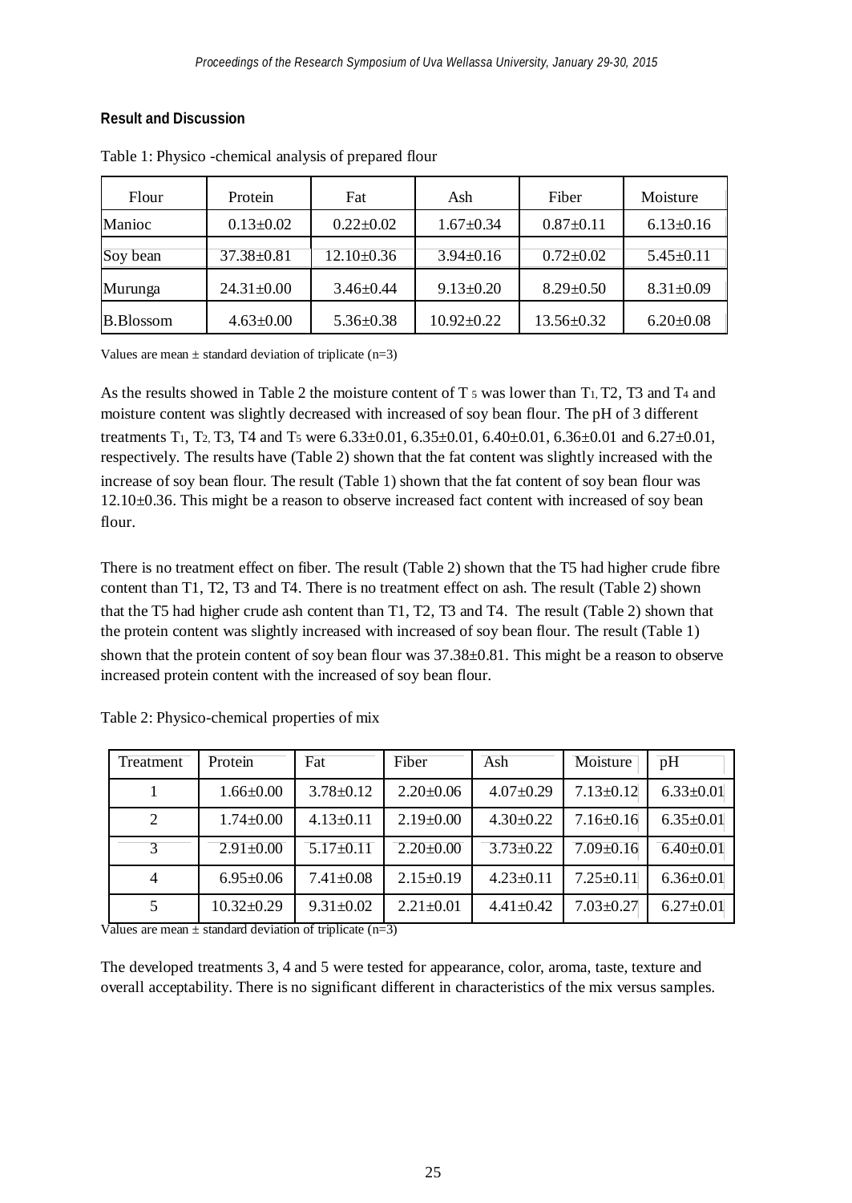**Result and Discussion**

Table 1: Physico -chemical analysis of prepared flour

| Flour | Protein | Fat | Ash | Fiber | Moisture |
|---|---|---|---|---|---|
| Manioc | 0.13±0.02 | 0.22±0.02 | 1.67±0.34 | 0.87±0.11 | 6.13±0.16 |
| Soy bean | 37.38±0.81 | 12.10±0.36 | 3.94±0.16 | 0.72±0.02 | 5.45±0.11 |
| Murunga | 24.31±0.00 | 3.46±0.44 | 9.13±0.20 | 8.29±0.50 | 8.31±0.09 |
| B.Blossom | 4.63±0.00 | 5.36±0.38 | 10.92±0.22 | 13.56±0.32 | 6.20±0.08 |

Values are mean ± standard deviation of triplicate (n=3)

As the results showed in Table 2 the moisture content of $T_5$ was lower than $T_1$, T2, T3 and $T_4$ and moisture content was slightly decreased with increased of soy bean flour. The pH of 3 different treatments $T_1$, $T_2$, T3, T4 and $T_5$ were 6.33±0.01, 6.35±0.01, 6.40±0.01, 6.36±0.01 and 6.27±0.01, respectively. The results have (Table 2) shown that the fat content was slightly increased with the increase of soy bean flour. The result (Table 1) shown that the fat content of soy bean flour was 12.10±0.36. This might be a reason to observe increased fact content with increased of soy bean flour.

There is no treatment effect on fiber. The result (Table 2) shown that the T5 had higher crude fibre content than T1, T2, T3 and T4. There is no treatment effect on ash. The result (Table 2) shown that the T5 had higher crude ash content than T1, T2, T3 and T4. The result (Table 2) shown that the protein content was slightly increased with increased of soy bean flour. The result (Table 1) shown that the protein content of soy bean flour was 37.38±0.81. This might be a reason to observe increased protein content with the increased of soy bean flour.

Table 2: Physico-chemical properties of mix

| Treatment | Protein | Fat | Fiber | Ash | Moisture | pH |
|---|---|---|---|---|---|---|
| 1 | 1.66±0.00 | 3.78±0.12 | 2.20±0.06 | 4.07±0.29 | 7.13±0.12 | 6.33±0.01 |
| 2 | 1.74±0.00 | 4.13±0.11 | 2.19±0.00 | 4.30±0.22 | 7.16±0.16 | 6.35±0.01 |
| 3 | 2.91±0.00 | 5.17±0.11 | 2.20±0.00 | 3.73±0.22 | 7.09±0.16 | 6.40±0.01 |
| 4 | 6.95±0.06 | 7.41±0.08 | 2.15±0.19 | 4.23±0.11 | 7.25±0.11 | 6.36±0.01 |
| 5 | 10.32±0.29 | 9.31±0.02 | 2.21±0.01 | 4.41±0.42 | 7.03±0.27 | 6.27±0.01 |

Values are mean ± standard deviation of triplicate (n=3)

The developed treatments 3, 4 and 5 were tested for appearance, color, aroma, taste, texture and overall acceptability. There is no significant different in characteristics of the mix versus samples.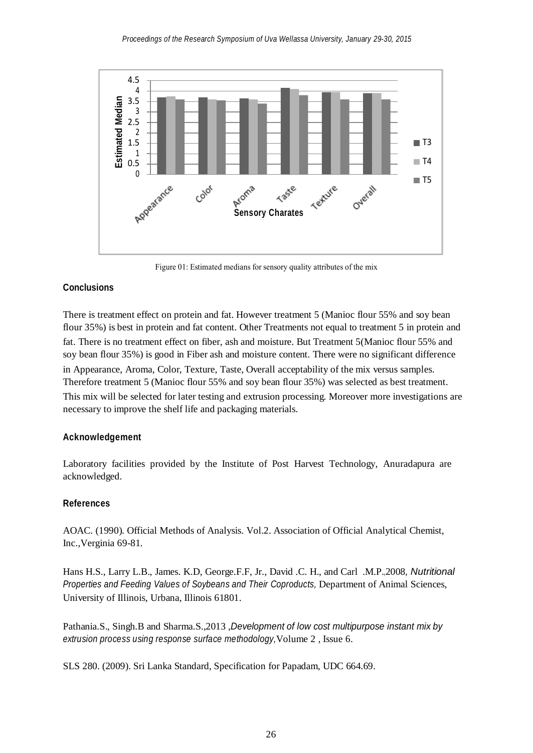4.5
4
3.5
3
2.5
2
1.5
1
0.5
0

Estimated Median

Appearance
Color
Aroma
Taste
Texture
Overall

Sensory Charates

T3
T4
T5

Figure 01: Estimated medians for sensory quality attributes of the mix

## Conclusions

There is treatment effect on protein and fat. However treatment 5 (Manioc flour 55% and soy bean flour 35%) is best in protein and fat content. Other Treatments not equal to treatment 5 in protein and fat. There is no treatment effect on fiber, ash and moisture. But Treatment 5(Manioc flour 55% and soy bean flour 35%) is good in Fiber ash and moisture content. There were no significant difference in Appearance, Aroma, Color, Texture, Taste, Overall acceptability of the mix versus samples. Therefore treatment 5 (Manioc flour 55% and soy bean flour 35%) was selected as best treatment. This mix will be selected for later testing and extrusion processing. Moreover more investigations are necessary to improve the shelf life and packaging materials.

## Acknowledgement

Laboratory facilities provided by the Institute of Post Harvest Technology, Anuradapura are acknowledged.

## References

AOAC. (1990). Official Methods of Analysis. Vol.2. Association of Official Analytical Chemist, Inc.,Verginia 69-81.

Hans H.S., Larry L.B., James. K.D, George.F.F, Jr., David .C. H., and Carl .M.P.,2008, *Nutritional Properties and Feeding Values of Soybeans and Their Coproducts,* Department of Animal Sciences, University of Illinois, Urbana, Illinois 61801.

Pathania.S., Singh.B and Sharma.S.,2013 ,*Development of low cost multipurpose instant mix by extrusion process using response surface methodology,*Volume 2 , Issue 6.

SLS 280. (2009). Sri Lanka Standard, Specification for Papadam, UDC 664.69.